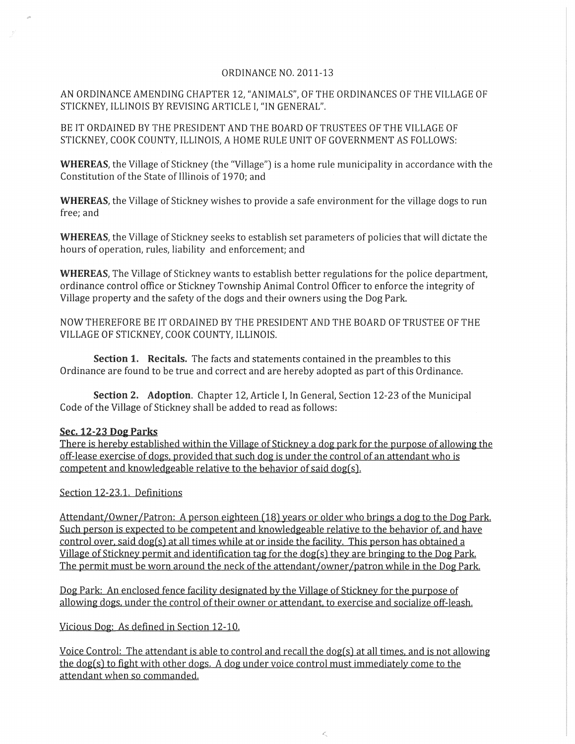ORDINANCE NO. 2011-13

AN ORDINANCE AMENDING CHAPTER 12, "ANIMALS", OF THE ORDINANCES OF THE VILLAGE OF STICKNEY, ILLINOIS BY REVISING ARTICLE I, "IN GENERAL".

BE IT ORDAINED BY THE PRESIDENT AND THE BOARD OF TRUSTEES OF THE VILLAGE OF STICKNEY, COOK COUNTY, ILLINOIS, A HOME RULE UNIT OF GOVERNMENT AS FOLLOWS:

**WHEREAS**, the Village of Stickney (the "Village") is a home rule municipality in accordance with the Constitution of the State of Illinois of 1970; and

**WHEREAS**, the Village of Stickney wishes to provide a safe environment for the village dogs to run free; and

**WHEREAS**, the Village of Stickney seeks to establish set parameters of policies that will dictate the hours of operation, rules, liability and enforcement; and

**WHEREAS**, The Village of Stickney wants to establish better regulations for the police department, ordinance control office or Stickney Township Animal Control Officer to enforce the integrity of Village property and the safety of the dogs and their owners using the Dog Park.

NOW THEREFORE BE IT ORDAINED BY THE PRESIDENT AND THE BOARD OF TRUSTEE OF THE VILLAGE OF STICKNEY, COOK COUNTY, ILLINOIS.

**Section 1. Recitals.** The facts and statements contained in the preambles to this Ordinance are found to be true and correct and are hereby adopted as part of this Ordinance.

**Section 2. Adoption**. Chapter 12, Article I, In General, Section 12-23 of the Municipal Code of the Village of Stickney shall be added to read as follows:

**Sec. 12-23 Dog Parks**

There is hereby established within the Village of Stickney a dog park for the purpose of allowing the off-lease exercise of dogs, provided that such dog is under the control of an attendant who is competent and knowledgeable relative to the behavior of said dog(s).

Section 12-23.1. Definitions

Attendant/Owner/Patron: A person eighteen (18) years or older who brings a dog to the Dog Park. Such person is expected to be competent and knowledgeable relative to the behavior of, and have control over, said dog(s) at all times while at or inside the facility. This person has obtained a Village of Stickney permit and identification tag for the dog(s) they are bringing to the Dog Park. The permit must be worn around the neck of the attendant/owner/patron while in the Dog Park.

Dog Park: An enclosed fence facility designated by the Village of Stickney for the purpose of allowing dogs, under the control of their owner or attendant, to exercise and socialize off-leash.

Vicious Dog: As defined in Section 12-10.

Voice Control: The attendant is able to control and recall the dog(s) at all times, and is not allowing the dog(s) to fight with other dogs. A dog under voice control must immediately come to the attendant when so commanded.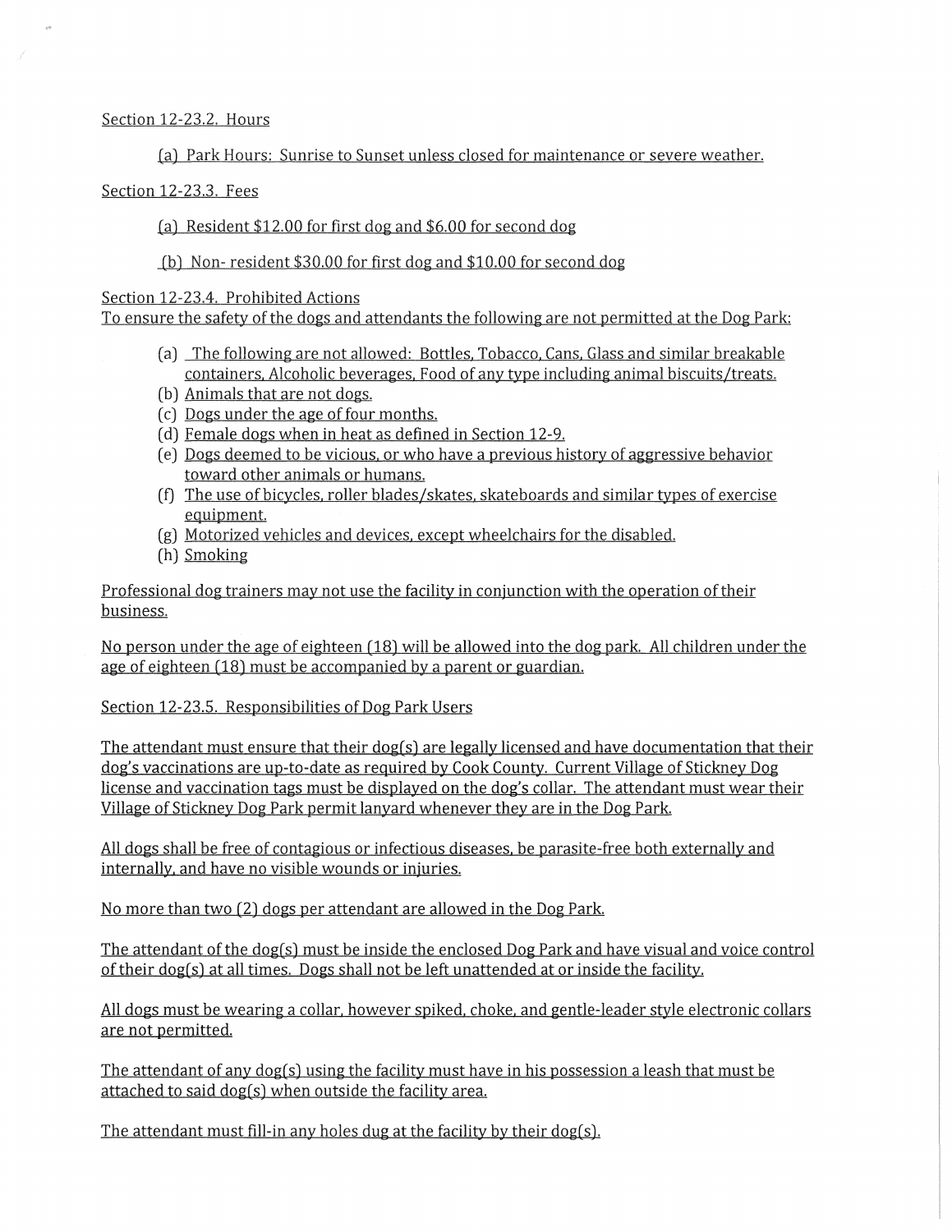Section 12-23.2. Hours

(a) Park Hours: Sunrise to Sunset unless closed for maintenance or severe weather.

Section 12-23.3. Fees

(a) Resident $12.00 for first dog and $6.00 for second dog

(b) Non- resident $30.00 for first dog and $10.00 for second dog

Section 12-23.4. Prohibited Actions
To ensure the safety of the dogs and attendants the following are not permitted at the Dog Park:

(a) The following are not allowed: Bottles, Tobacco, Cans, Glass and similar breakable containers, Alcoholic beverages, Food of any type including animal biscuits/treats.
(b) Animals that are not dogs.
(c) Dogs under the age of four months.
(d) Female dogs when in heat as defined in Section 12-9.
(e) Dogs deemed to be vicious, or who have a previous history of aggressive behavior toward other animals or humans.
(f) The use of bicycles, roller blades/skates, skateboards and similar types of exercise equipment.
(g) Motorized vehicles and devices, except wheelchairs for the disabled.
(h) Smoking

Professional dog trainers may not use the facility in conjunction with the operation of their business.

No person under the age of eighteen (18) will be allowed into the dog park. All children under the age of eighteen (18) must be accompanied by a parent or guardian.

Section 12-23.5. Responsibilities of Dog Park Users

The attendant must ensure that their dog(s) are legally licensed and have documentation that their dog's vaccinations are up-to-date as required by Cook County. Current Village of Stickney Dog license and vaccination tags must be displayed on the dog's collar. The attendant must wear their Village of Stickney Dog Park permit lanyard whenever they are in the Dog Park.

All dogs shall be free of contagious or infectious diseases, be parasite-free both externally and internally, and have no visible wounds or injuries.

No more than two (2) dogs per attendant are allowed in the Dog Park.

The attendant of the dog(s) must be inside the enclosed Dog Park and have visual and voice control of their dog(s) at all times. Dogs shall not be left unattended at or inside the facility.

All dogs must be wearing a collar, however spiked, choke, and gentle-leader style electronic collars are not permitted.

The attendant of any dog(s) using the facility must have in his possession a leash that must be attached to said dog(s) when outside the facility area.

The attendant must fill-in any holes dug at the facility by their dog(s).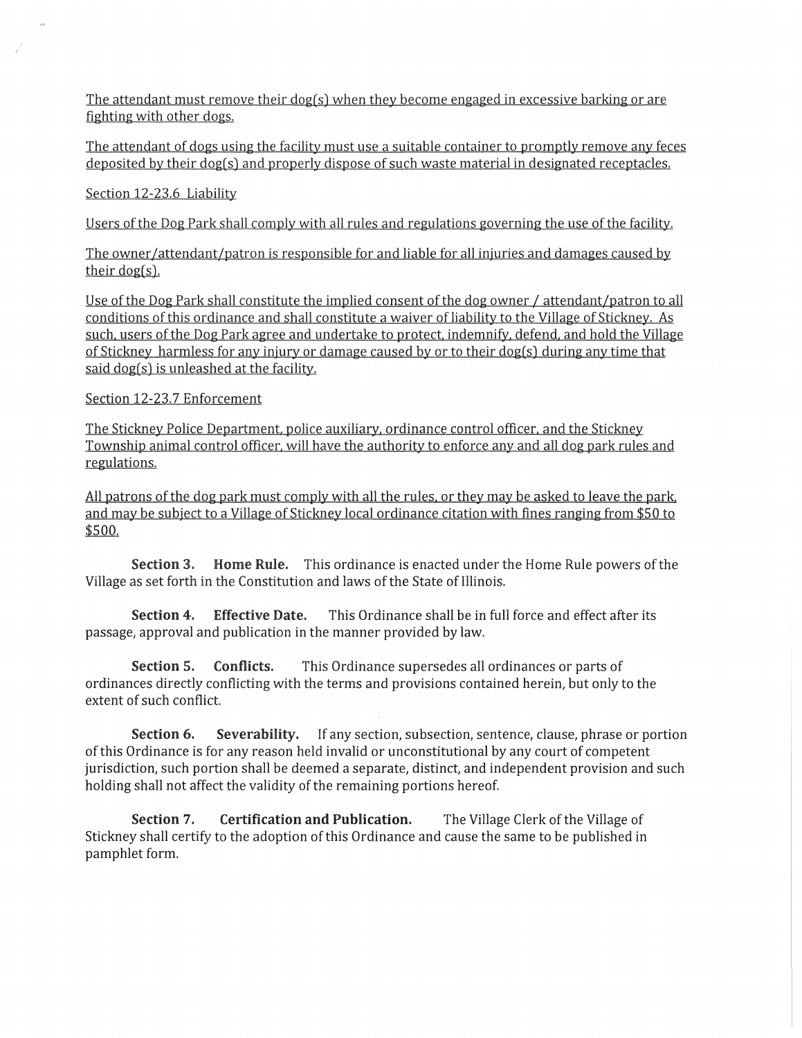The attendant must remove their dog(s) when they become engaged in excessive barking or are fighting with other dogs.

The attendant of dogs using the facility must use a suitable container to promptly remove any feces deposited by their dog(s) and properly dispose of such waste material in designated receptacles.

Section 12-23.6 Liability

Users of the Dog Park shall comply with all rules and regulations governing the use of the facility.

The owner/attendant/patron is responsible for and liable for all injuries and damages caused by their dog(s).

Use of the Dog Park shall constitute the implied consent of the dog owner / attendant/patron to all conditions of this ordinance and shall constitute a waiver of liability to the Village of Stickney. As such, users of the Dog Park agree and undertake to protect, indemnify, defend, and hold the Village of Stickney harmless for any injury or damage caused by or to their dog(s) during any time that said dog(s) is unleashed at the facility.

Section 12-23.7 Enforcement

The Stickney Police Department, police auxiliary, ordinance control officer, and the Stickney Township animal control officer, will have the authority to enforce any and all dog park rules and regulations.

All patrons of the dog park must comply with all the rules, or they may be asked to leave the park, and may be subject to a Village of Stickney local ordinance citation with fines ranging from $50 to $500.

**Section 3. Home Rule.** This ordinance is enacted under the Home Rule powers of the Village as set forth in the Constitution and laws of the State of Illinois.

**Section 4. Effective Date.** This Ordinance shall be in full force and effect after its passage, approval and publication in the manner provided by law.

**Section 5. Conflicts.** This Ordinance supersedes all ordinances or parts of ordinances directly conflicting with the terms and provisions contained herein, but only to the extent of such conflict.

**Section 6. Severability.** If any section, subsection, sentence, clause, phrase or portion of this Ordinance is for any reason held invalid or unconstitutional by any court of competent jurisdiction, such portion shall be deemed a separate, distinct, and independent provision and such holding shall not affect the validity of the remaining portions hereof.

**Section 7. Certification and Publication.** The Village Clerk of the Village of Stickney shall certify to the adoption of this Ordinance and cause the same to be published in pamphlet form.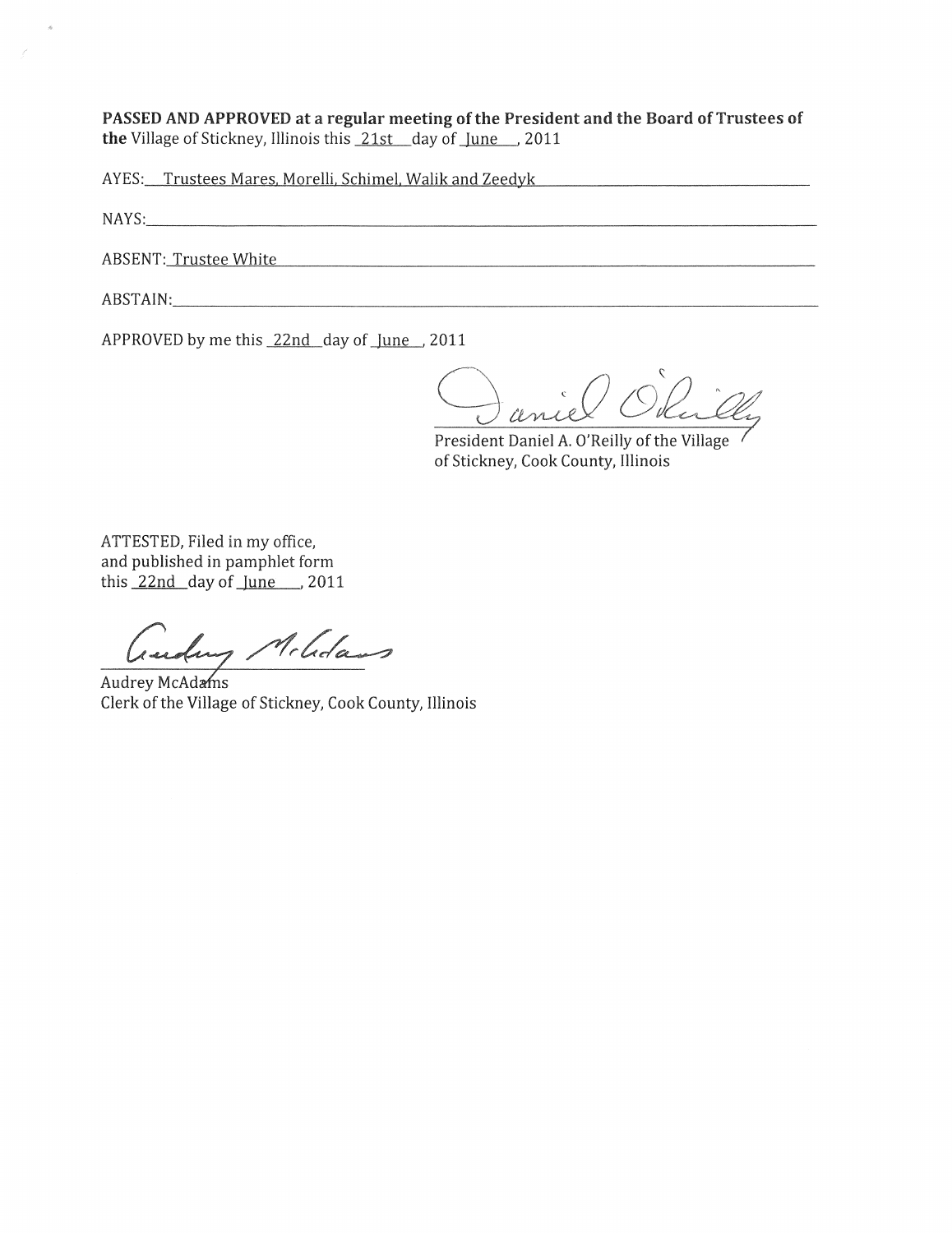**PASSED AND APPROVED at a regular meeting of the President and the Board of Trustees of the** Village of Stickney, Illinois this 21st day of June, 2011

AYES: Trustees Mares, Morelli, Schimel, Walik and Zeedyk

NAYS:

ABSENT: Trustee White

ABSTAIN:

APPROVED by me this 22nd day of June, 2011

Daniel O'Reilly

President Daniel A. O'Reilly of the Village of Stickney, Cook County, Illinois

ATTESTED, Filed in my office, and published in pamphlet form this 22nd day of June, 2011

Audrey McAdams

Audrey McAdams
Clerk of the Village of Stickney, Cook County, Illinois